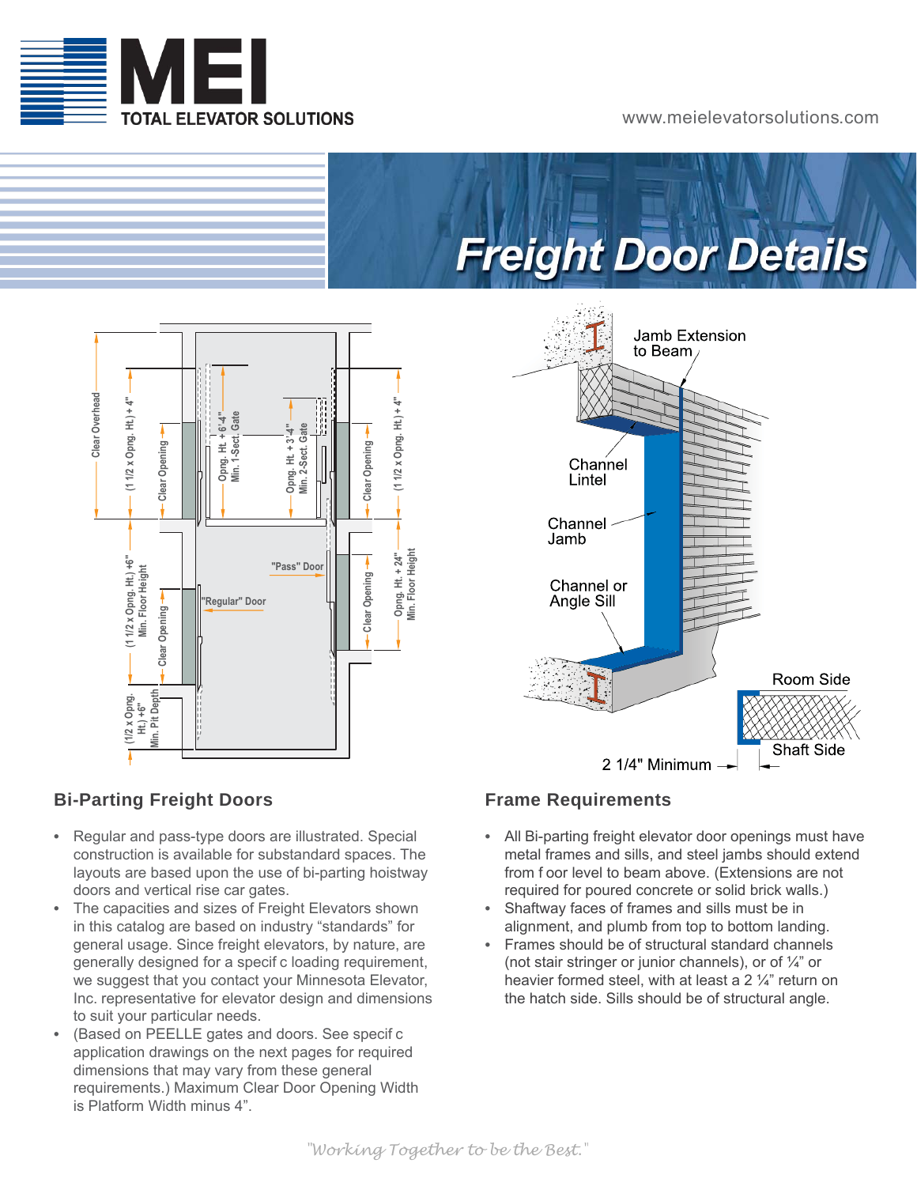MEI TOTAL ELEVATOR SOLUTIONS

www.meielevatorsolutions.com

# Freight Door Details

## Bi-Parting Freight Doors

- Regular and pass-type doors are illustrated. Special construction is available for substandard spaces. The layouts are based upon the use of bi-parting hoistway doors and vertical rise car gates.
- The capacities and sizes of Freight Elevators shown in this catalog are based on industry "standards" for general usage. Since freight elevators, by nature, are generally designed for a specif c loading requirement, we suggest that you contact your Minnesota Elevator, Inc. representative for elevator design and dimensions to suit your particular needs.
- (Based on PEELLE gates and doors. See specif c application drawings on the next pages for required dimensions that may vary from these general requirements.) Maximum Clear Door Opening Width is Platform Width minus 4".

## Frame Requirements

- All Bi-parting freight elevator door openings must have metal frames and sills, and steel jambs should extend from f oor level to beam above. (Extensions are not required for poured concrete or solid brick walls.)
- Shaftway faces of frames and sills must be in alignment, and plumb from top to bottom landing.
- Frames should be of structural standard channels (not stair stringer or junior channels), or of ¼" or heavier formed steel, with at least a 2 ¼" return on the hatch side. Sills should be of structural angle.

"Working Together to be the Best."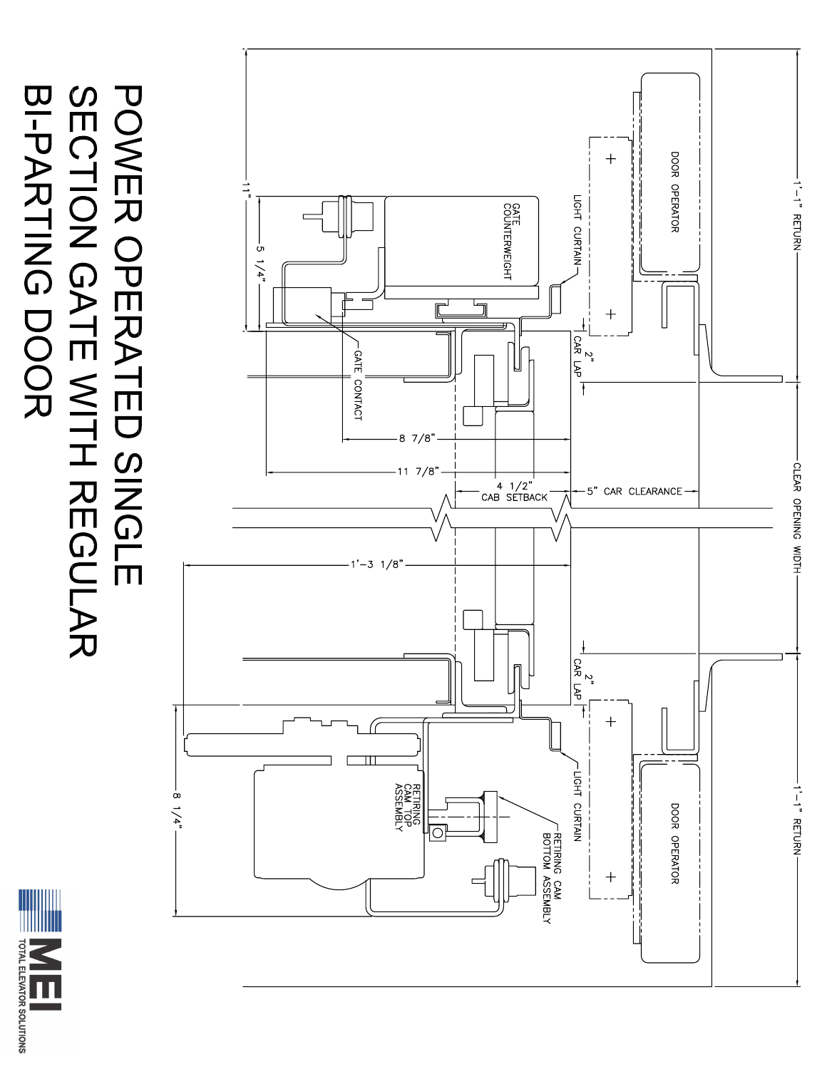# POWER OPERATED SINGLE SECTION GATE WITH REGULAR BI-PARTING DOOR

DOOR OPERATOR

LIGHT CURTAIN

GATE COUNTERWEIGHT

1'-1" RETURN

11"

5 1/4"

2" CAR LAP

GATE CONTACT

8 7/8"

11 7/8"

4 1/2" CAB SETBACK

5" CAR CLEARANCE

CLEAR OPENING WIDTH

1'-3 1/8"

2" CAR LAP

LIGHT CURTAIN

RETIRING CAM TOP ASSEMBLY

RETIRING CAM BOTTOM ASSEMBLY

8 1/4"

DOOR OPERATOR

1'-1" RETURN

MEI TOTAL ELEVATOR SOLUTIONS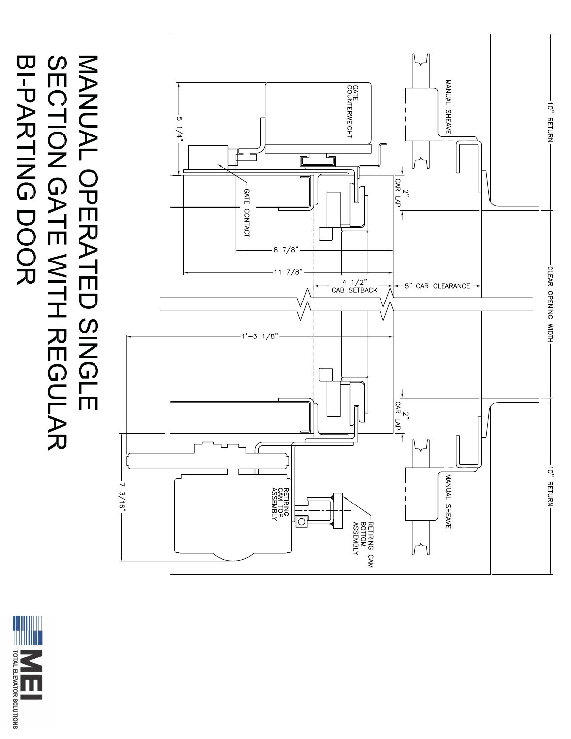# MANUAL OPERATED SINGLE SECTION GATE WITH REGULAR BI-PARTING DOOR

10" RETURN

CLEAR OPENING WIDTH

10" RETURN

MANUAL SHEAVE

GATE COUNTERWEIGHT

5 1/4"

GATE CONTACT

2" CAR LAP

8 7/8"

11 7/8"

4 1/2" CAB SETBACK

5" CAR CLEARANCE

1'-3 1/8"

2" CAR LAP

7 3/16"

RETIRING CAM TOP ASSEMBLY

RETIRING CAM BOTTOM ASSEMBLY

MANUAL SHEAVE

MEI TOTAL ELEVATOR SOLUTIONS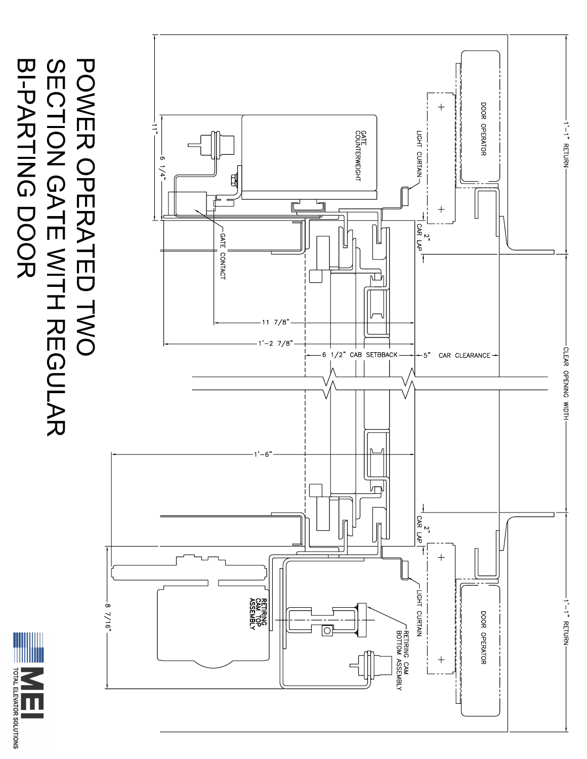# POWER OPERATED TWO SECTION GATE WITH REGULAR BI-PARTING DOOR

DOOR OPERATOR

LIGHT CURTAIN

GATE COUNTERWEIGHT

GATE CONTACT

1'-1" RETURN

CLEAR OPENING WIDTH

1'-1" RETURN

2" CAR LAP

2" CAR LAP

11"

6 1/4"

11 7/8"

1'-2 7/8"

6 1/2" CAB SETBBACK

5" CAR CLEARANCE

1'-6"

8 7/16"

RETIRING CAM TOP ASSEMBLY

RETIRING CAM BOTTOM ASSEMBLY

LIGHT CURTAIN

DOOR OPERATOR

MEI TOTAL ELEVATOR SOLUTIONS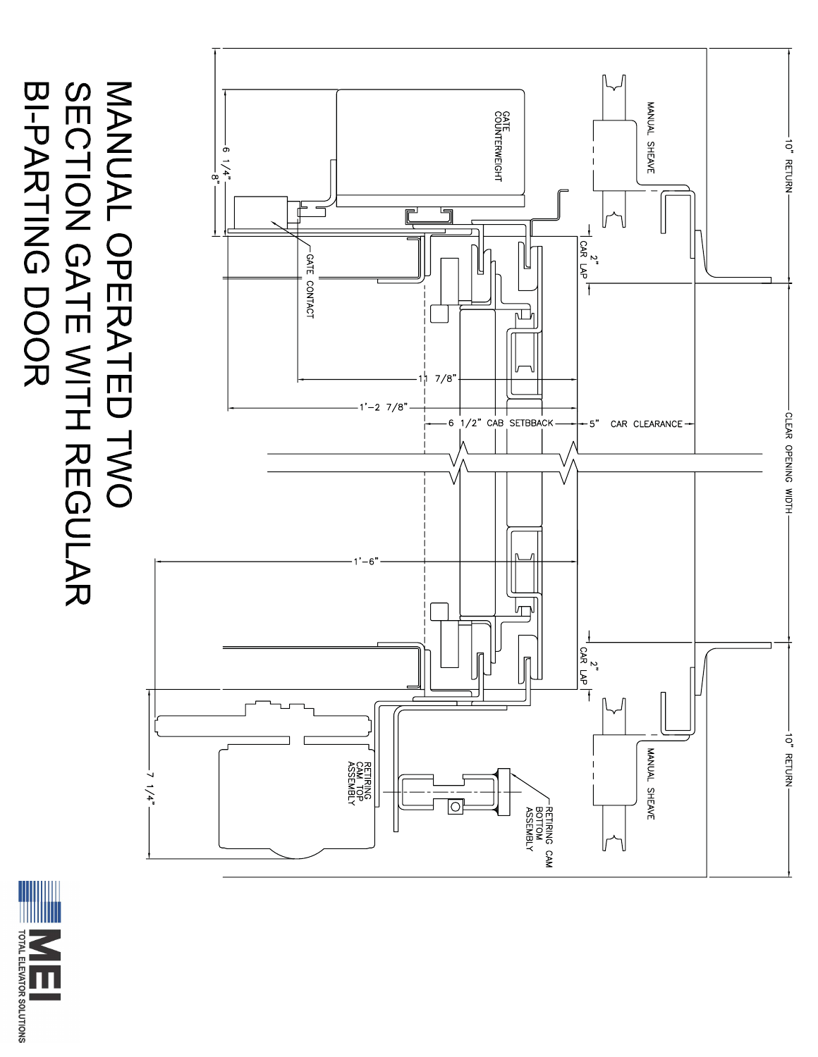# MANUAL OPERATED TWO SECTION GATE WITH REGULAR BI-PARTING DOOR

10" RETURN

CLEAR OPENING WIDTH

10" RETURN

MANUAL SHEAVE

MANUAL SHEAVE

GATE COUNTERWEIGHT

2" CAR LAP

2" CAR LAP

6 1/4"

8"

GATE CONTACT

11 7/8"

1'-2 7/8"

6 1/2" CAB SETBBACK

5" CAR CLEARANCE

1'-6"

7 1/4"

RETIRING CAM TOP ASSEMBLY

RETIRING CAM BOTTOM ASSEMBLY

MEI TOTAL ELEVATOR SOLUTIONS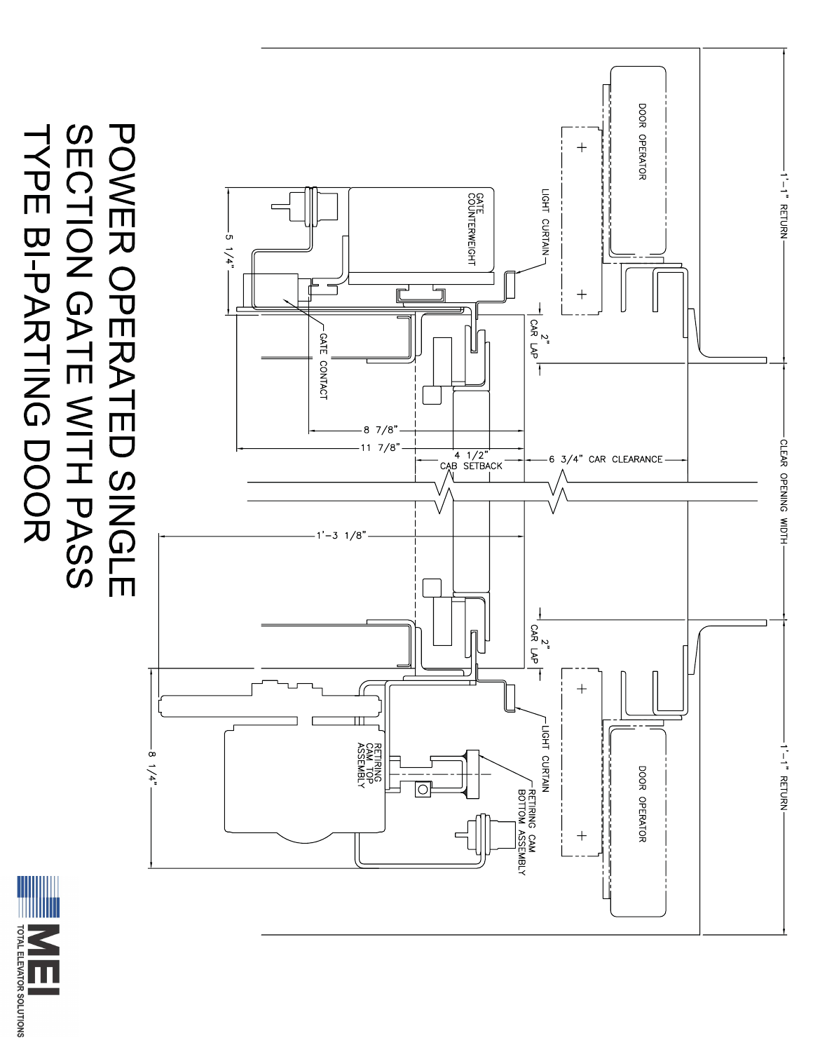# POWER OPERATED SINGLE SECTION GATE WITH PASS TYPE BI-PARTING DOOR

DOOR OPERATOR

LIGHT CURTAIN

GATE COUNTERWEIGHT

5 1/4"

GATE CONTACT

2" CAR LAP

8 7/8"

11 7/8"

4 1/2" CAB SETBACK

6 3/4" CAR CLEARANCE

1'-1" RETURN

CLEAR OPENING WIDTH

1'-3 1/8"

2" CAR LAP

LIGHT CURTAIN

RETIRING CAM TOP ASSEMBLY

RETIRING CAM BOTTOM ASSEMBLY

8 1/4"

DOOR OPERATOR

1'-1" RETURN

MEI TOTAL ELEVATOR SOLUTIONS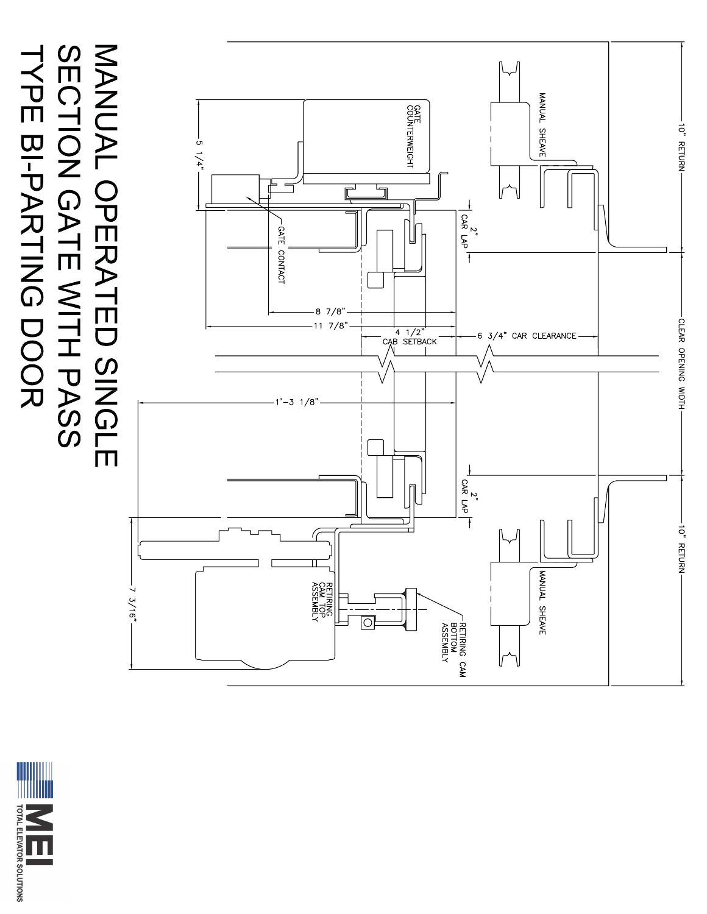# MANUAL OPERATED SINGLE SECTION GATE WITH PASS TYPE BI-PARTING DOOR

GATE COUNTERWEIGHT

MANUAL SHEAVE

10" RETURN

5 1/4"

GATE CONTACT

2" CAR LAP

8 7/8"

11 7/8"

4 1/2" CAB SETBACK

6 3/4" CAR CLEARANCE

CLEAR OPENING WIDTH

1'-3 1/8"

2" CAR LAP

10" RETURN

MANUAL SHEAVE

7 3/16"

RETIRING CAM TOP ASSEMBLY

RETIRING CAM BOTTOM ASSEMBLY

MEI TOTAL ELEVATOR SOLUTIONS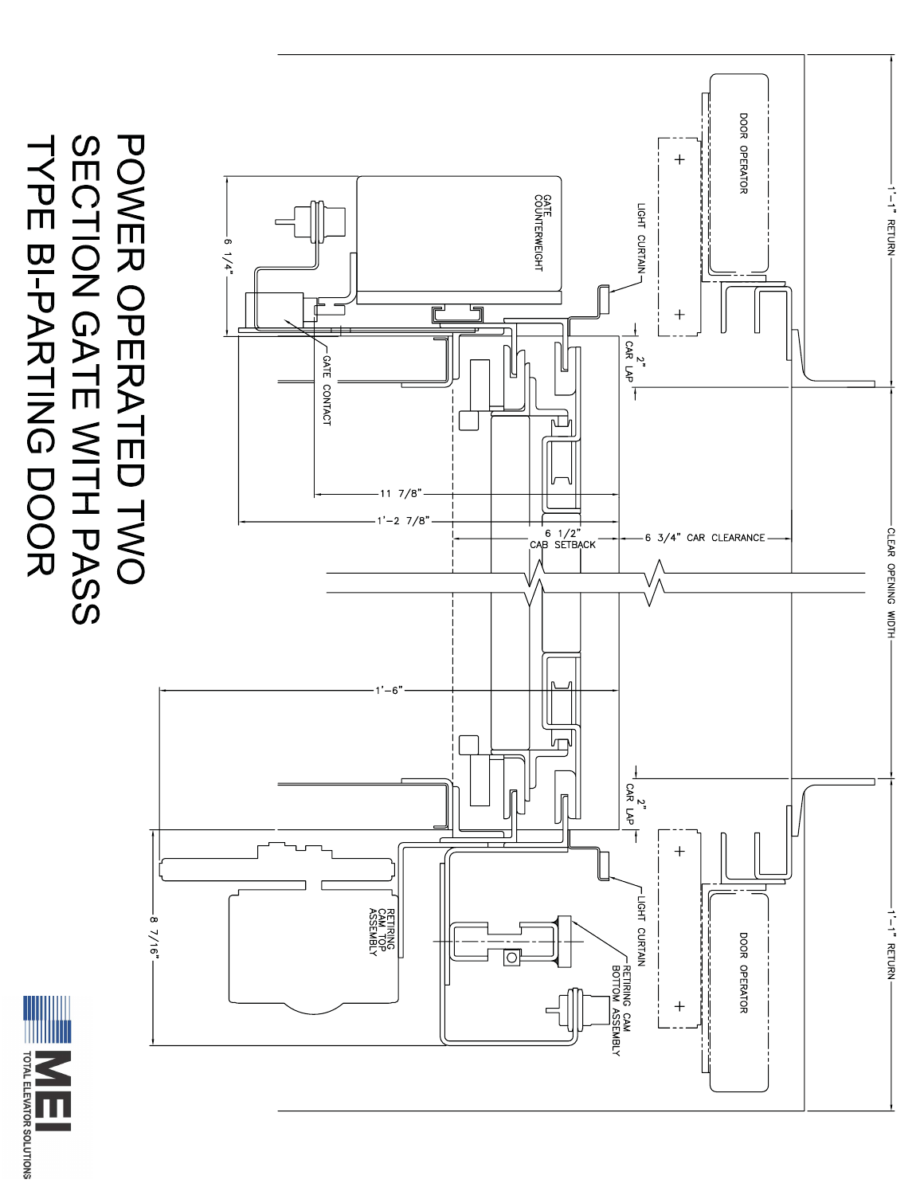# POWER OPERATED TWO SECTION GATE WITH PASS TYPE BI-PARTING DOOR

DOOR OPERATOR

LIGHT CURTAIN

GATE COUNTERWEIGHT

6 1/4"

GATE CONTACT

2" CAR LAP

11 7/8"

1'-2 7/8"

6 1/2" CAB SETBACK

6 3/4" CAR CLEARANCE

1'-1" RETURN

CLEAR OPENING WIDTH

1'-6"

2" CAR LAP

LIGHT CURTAIN

DOOR OPERATOR

RETIRING CAM TOP ASSEMBLY

RETIRING CAM BOTTOM ASSEMBLY

8 7/16"

1'-1" RETURN

MEI TOTAL ELEVATOR SOLUTIONS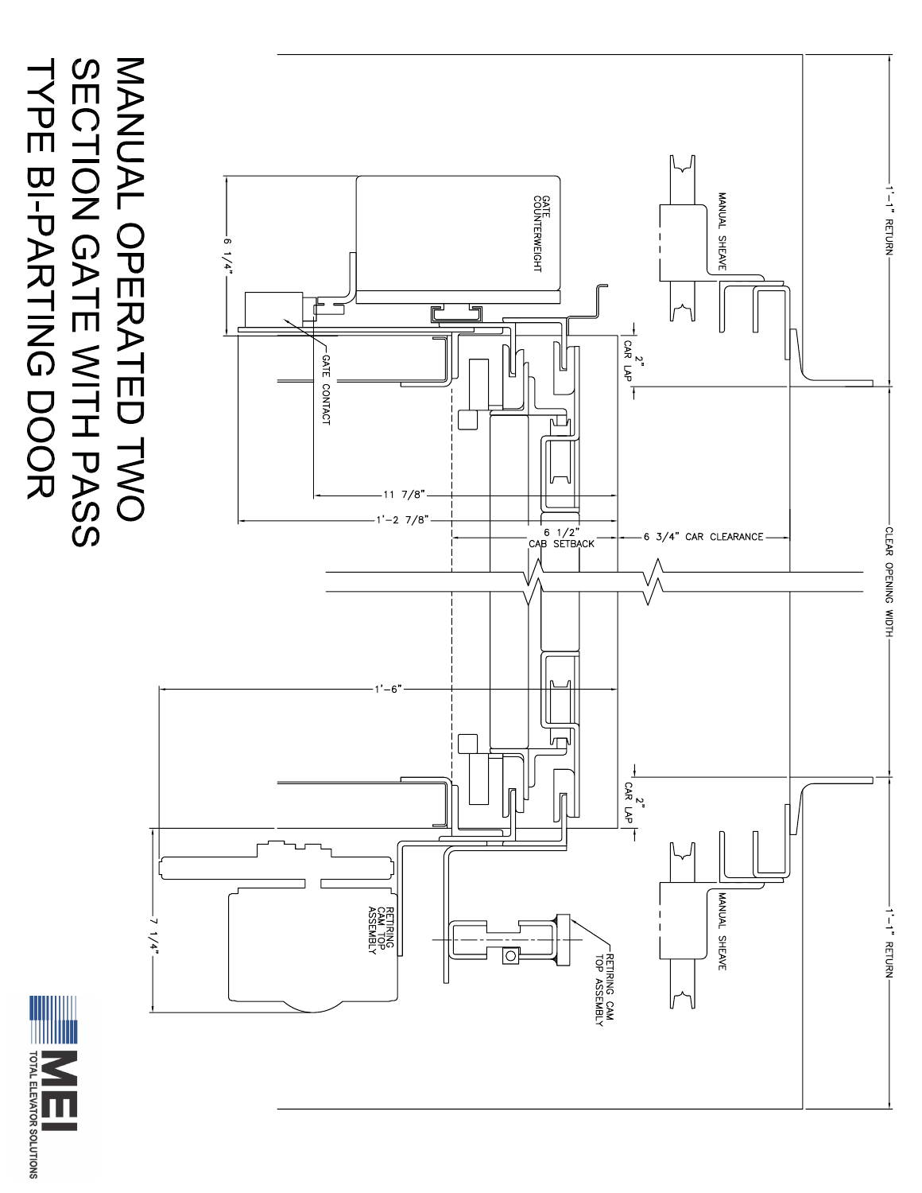# MANUAL OPERATED TWO SECTION GATE WITH PASS TYPE BI-PARTING DOOR

GATE COUNTERWEIGHT

MANUAL SHEAVE

1'-1" RETURN

6 1/4"

GATE CONTACT

2" CAR LAP

11 7/8"

1'-2 7/8"

6 1/2" CAB SETBACK

6 3/4" CAR CLEARANCE

CLEAR OPENING WIDTH

1'-6"

2" CAR LAP

7 1/4"

RETIRING CAM TOP ASSEMBLY

RETIRING CAM TOP ASSEMBLY

MANUAL SHEAVE

1'-1" RETURN

MEI
TOTAL ELEVATOR SOLUTIONS